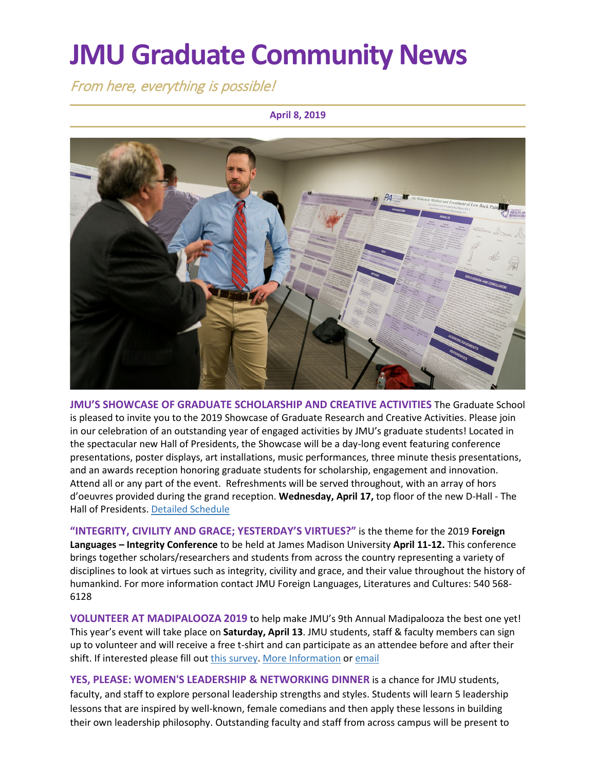# JMU Graduate Community News

*From here, everything is possible!*

**April 8, 2019**

**JMU'S SHOWCASE OF GRADUATE SCHOLARSHIP AND CREATIVE ACTIVITIES** The Graduate School is pleased to invite you to the 2019 Showcase of Graduate Research and Creative Activities. Please join in our celebration of an outstanding year of engaged activities by JMU's graduate students! Located in the spectacular new Hall of Presidents, the Showcase will be a day-long event featuring conference presentations, poster displays, art installations, music performances, three minute thesis presentations, and an awards reception honoring graduate students for scholarship, engagement and innovation. Attend all or any part of the event. Refreshments will be served throughout, with an array of hors d'oeuvres provided during the grand reception. **Wednesday, April 17,** top floor of the new D-Hall - The Hall of Presidents. [Detailed Schedule]

**"INTEGRITY, CIVILITY AND GRACE; YESTERDAY'S VIRTUES?"** is the theme for the 2019 **Foreign Languages – Integrity Conference** to be held at James Madison University **April 11-12.** This conference brings together scholars/researchers and students from across the country representing a variety of disciplines to look at virtues such as integrity, civility and grace, and their value throughout the history of humankind. For more information contact JMU Foreign Languages, Literatures and Cultures: 540 568-6128

**VOLUNTEER AT MADIPALOOZA 2019** to help make JMU's 9th Annual Madipalooza the best one yet! This year's event will take place on **Saturday, April 13**. JMU students, staff & faculty members can sign up to volunteer and will receive a free t-shirt and can participate as an attendee before and after their shift. If interested please fill out [this survey]. [More Information] or [email]

**YES, PLEASE: WOMEN'S LEADERSHIP & NETWORKING DINNER** is a chance for JMU students, faculty, and staff to explore personal leadership strengths and styles. Students will learn 5 leadership lessons that are inspired by well-known, female comedians and then apply these lessons in building their own leadership philosophy. Outstanding faculty and staff from across campus will be present to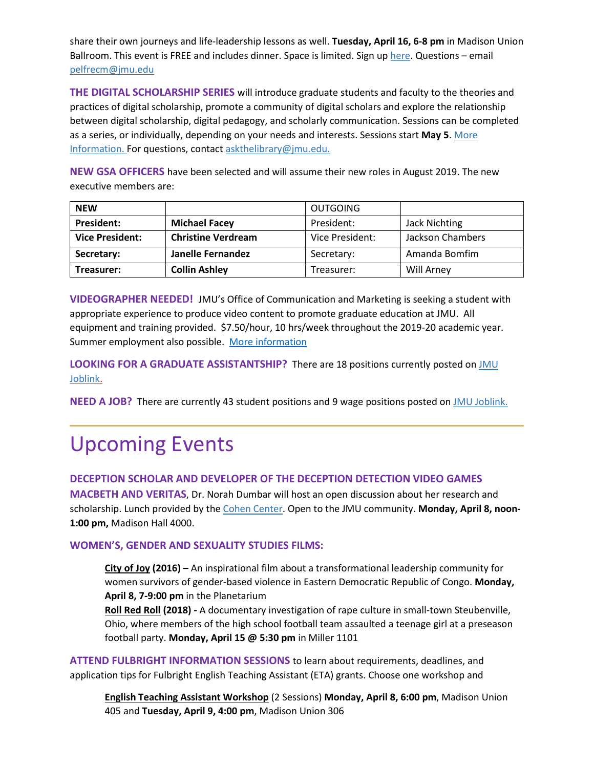share their own journeys and life-leadership lessons as well. **Tuesday, April 16, 6-8 pm** in Madison Union Ballroom. This event is FREE and includes dinner. Space is limited. Sign up here. Questions – email pelfrecm@jmu.edu

**THE DIGITAL SCHOLARSHIP SERIES** will introduce graduate students and faculty to the theories and practices of digital scholarship, promote a community of digital scholars and explore the relationship between digital scholarship, digital pedagogy, and scholarly communication. Sessions can be completed as a series, or individually, depending on your needs and interests. Sessions start **May 5**. More Information. For questions, contact askthelibrary@jmu.edu.

**NEW GSA OFFICERS** have been selected and will assume their new roles in August 2019. The new executive members are:

| **NEW** | | OUTGOING | |
|---|---|---|---|
| **President:** | **Michael Facey** | President: | Jack Nichting |
| **Vice President:** | **Christine Verdream** | Vice President: | Jackson Chambers |
| **Secretary:** | **Janelle Fernandez** | Secretary: | Amanda Bomfim |
| **Treasurer:** | **Collin Ashley** | Treasurer: | Will Arney |

**VIDEOGRAPHER NEEDED!** JMU's Office of Communication and Marketing is seeking a student with appropriate experience to produce video content to promote graduate education at JMU. All equipment and training provided. $7.50/hour, 10 hrs/week throughout the 2019-20 academic year. Summer employment also possible. More information

**LOOKING FOR A GRADUATE ASSISTANTSHIP?** There are 18 positions currently posted on JMU Joblink.

**NEED A JOB?** There are currently 43 student positions and 9 wage positions posted on JMU Joblink.

# Upcoming Events

**DECEPTION SCHOLAR AND DEVELOPER OF THE DECEPTION DETECTION VIDEO GAMES MACBETH AND VERITAS**, Dr. Norah Dumbar will host an open discussion about her research and scholarship. Lunch provided by the Cohen Center. Open to the JMU community. **Monday, April 8, noon-1:00 pm,** Madison Hall 4000.

**WOMEN'S, GENDER AND SEXUALITY STUDIES FILMS:**

**City of Joy (2016) –** An inspirational film about a transformational leadership community for women survivors of gender-based violence in Eastern Democratic Republic of Congo. **Monday, April 8, 7-9:00 pm** in the Planetarium

**Roll Red Roll (2018) -** A documentary investigation of rape culture in small-town Steubenville, Ohio, where members of the high school football team assaulted a teenage girl at a preseason football party. **Monday, April 15 @ 5:30 pm** in Miller 1101

**ATTEND FULBRIGHT INFORMATION SESSIONS** to learn about requirements, deadlines, and application tips for Fulbright English Teaching Assistant (ETA) grants. Choose one workshop and

**English Teaching Assistant Workshop** (2 Sessions) **Monday, April 8, 6:00 pm**, Madison Union 405 and **Tuesday, April 9, 4:00 pm**, Madison Union 306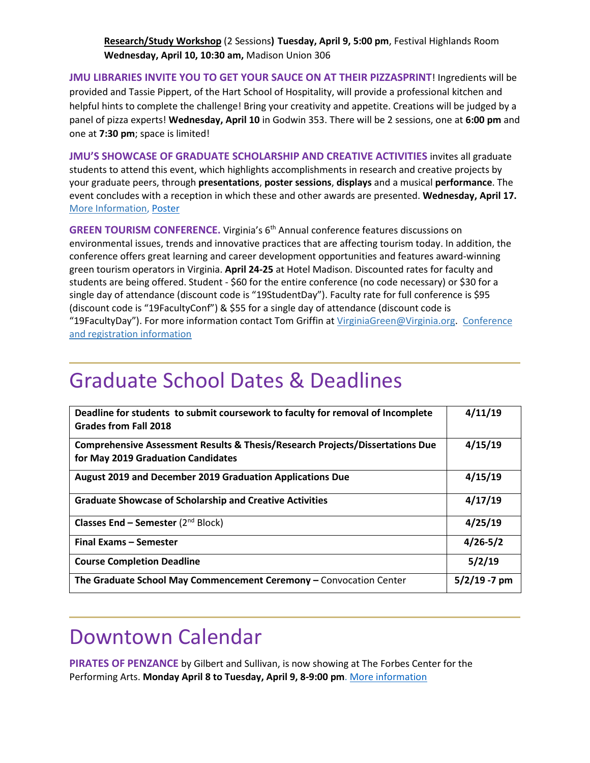**Research/Study Workshop** (2 Sessions**) Tuesday, April 9, 5:00 pm**, Festival Highlands Room
**Wednesday, April 10, 10:30 am,** Madison Union 306

**JMU LIBRARIES INVITE YOU TO GET YOUR SAUCE ON AT THEIR PIZZASPRINT**! Ingredients will be provided and Tassie Pippert, of the Hart School of Hospitality, will provide a professional kitchen and helpful hints to complete the challenge! Bring your creativity and appetite. Creations will be judged by a panel of pizza experts! **Wednesday, April 10** in Godwin 353. There will be 2 sessions, one at **6:00 pm** and one at **7:30 pm**; space is limited!

**JMU'S SHOWCASE OF GRADUATE SCHOLARSHIP AND CREATIVE ACTIVITIES** invites all graduate students to attend this event, which highlights accomplishments in research and creative projects by your graduate peers, through **presentations**, **poster sessions**, **displays** and a musical **performance**. The event concludes with a reception in which these and other awards are presented. **Wednesday, April 17.** More Information, Poster

**GREEN TOURISM CONFERENCE.** Virginia's 6th Annual conference features discussions on environmental issues, trends and innovative practices that are affecting tourism today. In addition, the conference offers great learning and career development opportunities and features award-winning green tourism operators in Virginia. **April 24-25** at Hotel Madison. Discounted rates for faculty and students are being offered. Student - $60 for the entire conference (no code necessary) or $30 for a single day of attendance (discount code is "19StudentDay"). Faculty rate for full conference is $95 (discount code is "19FacultyConf") & $55 for a single day of attendance (discount code is "19FacultyDay"). For more information contact Tom Griffin at VirginiaGreen@Virginia.org. Conference and registration information

# Graduate School Dates & Deadlines

| | |
|---|---|
| **Deadline for students to submit coursework to faculty for removal of Incomplete Grades from Fall 2018** | **4/11/19** |
| **Comprehensive Assessment Results & Thesis/Research Projects/Dissertations Due for May 2019 Graduation Candidates** | **4/15/19** |
| **August 2019 and December 2019 Graduation Applications Due** | **4/15/19** |
| **Graduate Showcase of Scholarship and Creative Activities** | **4/17/19** |
| **Classes End – Semester** (2nd Block) | **4/25/19** |
| **Final Exams – Semester** | **4/26-5/2** |
| **Course Completion Deadline** | **5/2/19** |
| **The Graduate School May Commencement Ceremony –** Convocation Center | **5/2/19 -7 pm** |

# Downtown Calendar

**PIRATES OF PENZANCE** by Gilbert and Sullivan, is now showing at The Forbes Center for the Performing Arts. **Monday April 8 to Tuesday, April 9, 8-9:00 pm**. More information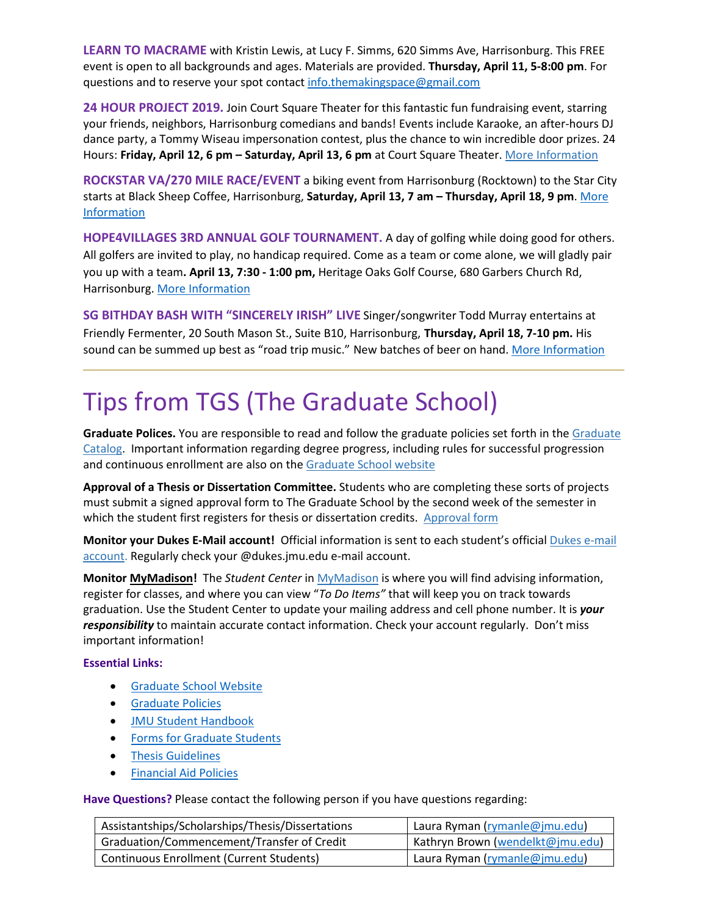**LEARN TO MACRAME** with Kristin Lewis, at Lucy F. Simms, 620 Simms Ave, Harrisonburg. This FREE event is open to all backgrounds and ages. Materials are provided. **Thursday, April 11, 5-8:00 pm**. For questions and to reserve your spot contact info.themakingspace@gmail.com

**24 HOUR PROJECT 2019.** Join Court Square Theater for this fantastic fun fundraising event, starring your friends, neighbors, Harrisonburg comedians and bands! Events include Karaoke, an after-hours DJ dance party, a Tommy Wiseau impersonation contest, plus the chance to win incredible door prizes. 24 Hours: **Friday, April 12, 6 pm – Saturday, April 13, 6 pm** at Court Square Theater. More Information

**ROCKSTAR VA/270 MILE RACE/EVENT** a biking event from Harrisonburg (Rocktown) to the Star City starts at Black Sheep Coffee, Harrisonburg, **Saturday, April 13, 7 am – Thursday, April 18, 9 pm**. More Information

**HOPE4VILLAGES 3RD ANNUAL GOLF TOURNAMENT.** A day of golfing while doing good for others. All golfers are invited to play, no handicap required. Come as a team or come alone, we will gladly pair you up with a team**. April 13, 7:30 - 1:00 pm,** Heritage Oaks Golf Course, 680 Garbers Church Rd, Harrisonburg. More Information

**SG BITHDAY BASH WITH "SINCERELY IRISH" LIVE** Singer/songwriter Todd Murray entertains at Friendly Fermenter, 20 South Mason St., Suite B10, Harrisonburg, **Thursday, April 18, 7-10 pm.** His sound can be summed up best as "road trip music." New batches of beer on hand. More Information

---

# Tips from TGS (The Graduate School)

**Graduate Polices.** You are responsible to read and follow the graduate policies set forth in the Graduate Catalog. Important information regarding degree progress, including rules for successful progression and continuous enrollment are also on the Graduate School website

**Approval of a Thesis or Dissertation Committee.** Students who are completing these sorts of projects must submit a signed approval form to The Graduate School by the second week of the semester in which the student first registers for thesis or dissertation credits. Approval form

**Monitor your Dukes E-Mail account!** Official information is sent to each student's official Dukes e-mail account. Regularly check your @dukes.jmu.edu e-mail account.

**Monitor MyMadison!** The *Student Center* in MyMadison is where you will find advising information, register for classes, and where you can view "*To Do Items"* that will keep you on track towards graduation. Use the Student Center to update your mailing address and cell phone number. It is ***your responsibility*** to maintain accurate contact information. Check your account regularly. Don't miss important information!

**Essential Links:**

- Graduate School Website
- Graduate Policies
- JMU Student Handbook
- Forms for Graduate Students
- Thesis Guidelines
- Financial Aid Policies

**Have Questions?** Please contact the following person if you have questions regarding:

| | |
|---|---|
| Assistantships/Scholarships/Thesis/Dissertations | Laura Ryman (rymanle@jmu.edu) |
| Graduation/Commencement/Transfer of Credit | Kathryn Brown (wendelkt@jmu.edu) |
| Continuous Enrollment (Current Students) | Laura Ryman (rymanle@jmu.edu) |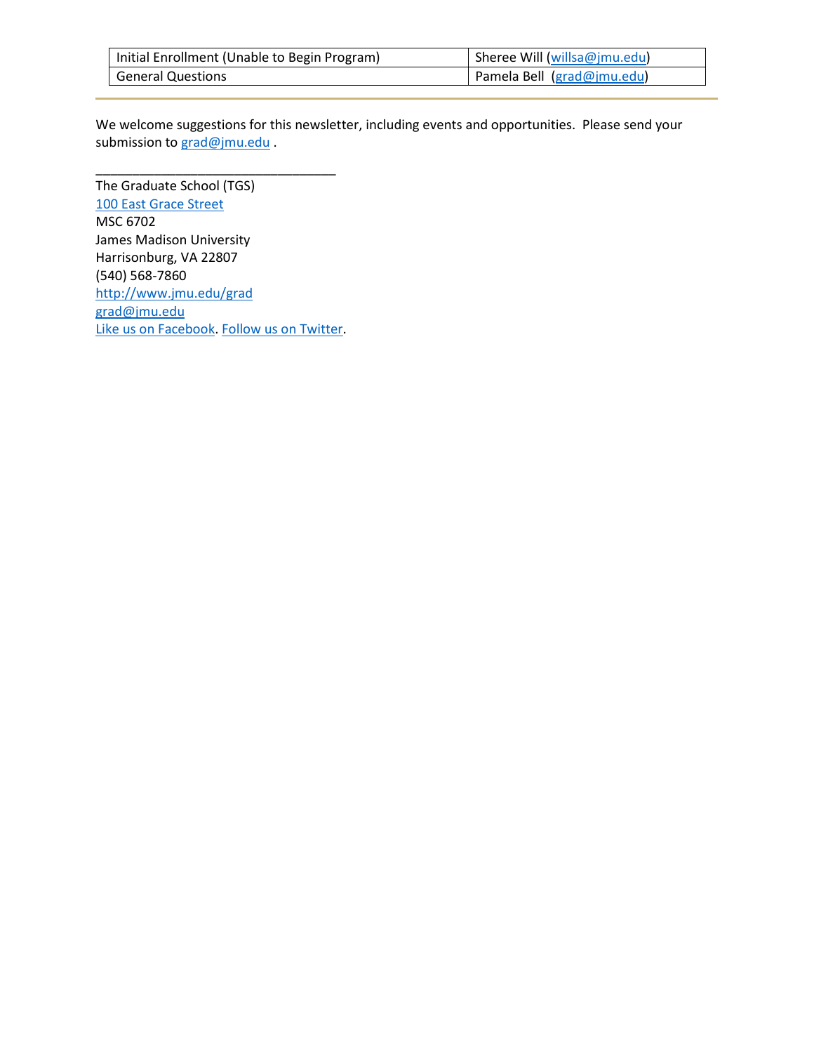| | |
|---|---|
| Initial Enrollment (Unable to Begin Program) | Sheree Will (willsa@jmu.edu) |
| General Questions | Pamela Bell (grad@jmu.edu) |

---

We welcome suggestions for this newsletter, including events and opportunities. Please send your submission to grad@jmu.edu .

________________________________

The Graduate School (TGS)
100 East Grace Street
MSC 6702
James Madison University
Harrisonburg, VA 22807
(540) 568-7860
http://www.jmu.edu/grad
grad@jmu.edu
Like us on Facebook. Follow us on Twitter.